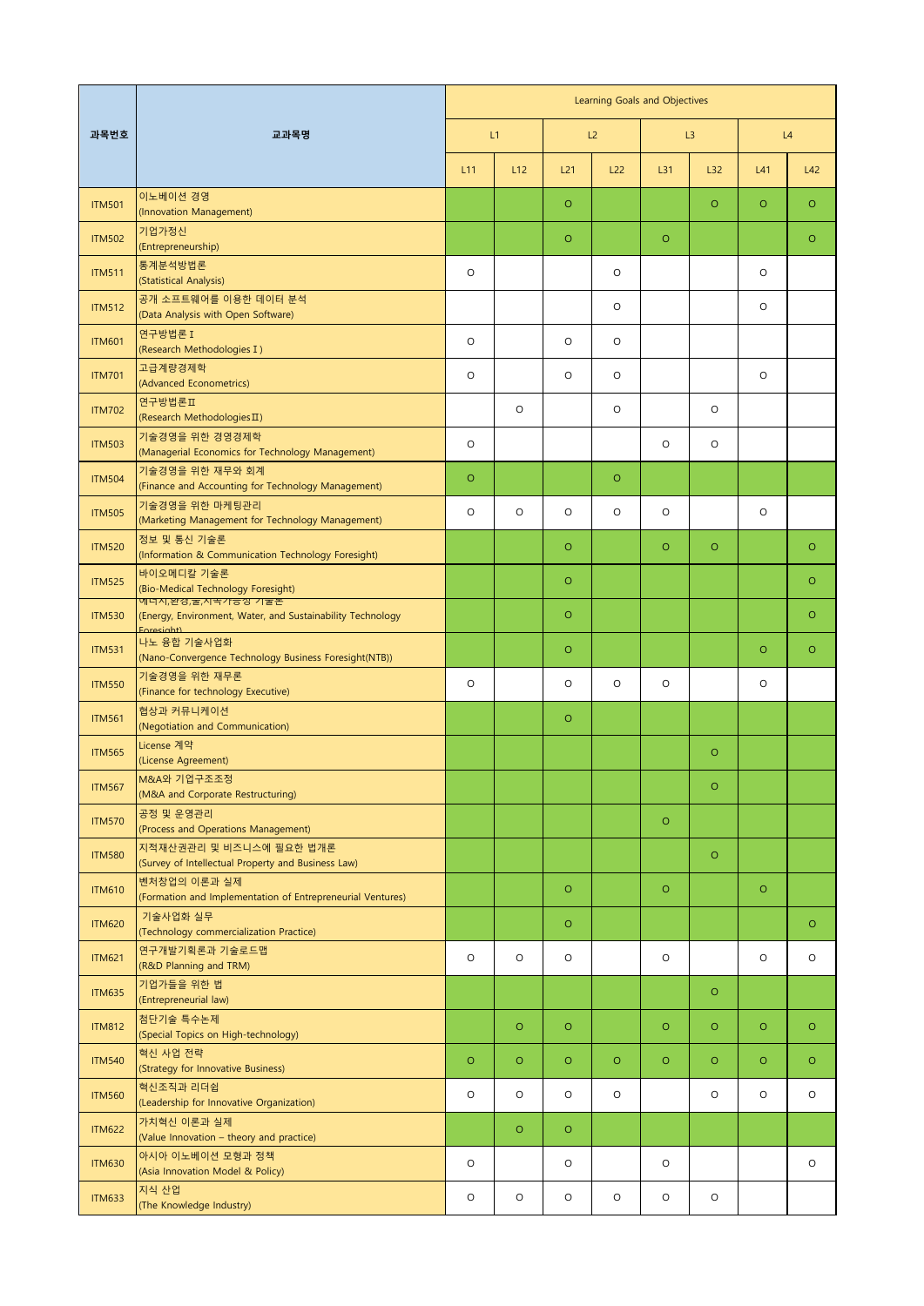| 과목번호 | 교과목명 | Learning Goals and Objectives | | | | | | | |
|---|---|---|---|---|---|---|---|---|---|
| | | L1 | | L2 | | L3 | | L4 | |
| | | L11 | L12 | L21 | L22 | L31 | L32 | L41 | L42 |
| ITM501 | 이노베이션 경영<br>(Innovation Management) | | | O | | | O | O | O |
| ITM502 | 기업가정신<br>(Entrepreneurship) | | | O | | O | | | O |
| ITM511 | 통계분석방법론<br>(Statistical Analysis) | O | | | O | | | O | |
| ITM512 | 공개 소프트웨어를 이용한 데이터 분석<br>(Data Analysis with Open Software) | | | | O | | | O | |
| ITM601 | 연구방법론Ⅰ<br>(Research MethodologiesⅠ) | O | | O | O | | | | |
| ITM701 | 고급계량경제학<br>(Advanced Econometrics) | O | | O | O | | | O | |
| ITM702 | 연구방법론Ⅱ<br>(Research MethodologiesⅡ) | | O | | O | | O | | |
| ITM503 | 기술경영을 위한 경영경제학<br>(Managerial Economics for Technology Management) | O | | | | O | O | | |
| ITM504 | 기술경영을 위한 재무와 회계<br>(Finance and Accounting for Technology Management) | O | | | O | | | | |
| ITM505 | 기술경영을 위한 마케팅관리<br>(Marketing Management for Technology Management) | O | O | O | O | O | | O | |
| ITM520 | 정보 및 통신 기술론<br>(Information & Communication Technology Foresight) | | | O | | O | O | | O |
| ITM525 | 바이오메디칼 기술론<br>(Bio-Medical Technology Foresight) | | | O | | | | | O |
| ITM530 | 에너지,환경,물,지속가능성 기술론<br>(Energy, Environment, Water, and Sustainability Technology Foresight) | | | O | | | | | O |
| ITM531 | 나노 융합 기술사업화<br>(Nano-Convergence Technology Business Foresight(NTB)) | | | O | | | | O | O |
| ITM550 | 기술경영을 위한 재무론<br>(Finance for technology Executive) | O | | O | O | O | | O | |
| ITM561 | 협상과 커뮤니케이션<br>(Negotiation and Communication) | | | O | | | | | |
| ITM565 | License 계약<br>(License Agreement) | | | | | | O | | |
| ITM567 | M&A와 기업구조조정<br>(M&A and Corporate Restructuring) | | | | | | O | | |
| ITM570 | 공정 및 운영관리<br>(Process and Operations Management) | | | | | O | | | |
| ITM580 | 지적재산권관리 및 비즈니스에 필요한 법개론<br>(Survey of Intellectual Property and Business Law) | | | | | | O | | |
| ITM610 | 벤처창업의 이론과 실제<br>(Formation and Implementation of Entrepreneurial Ventures) | | | O | | O | | O | |
| ITM620 | 기술사업화 실무<br>(Technology commercialization Practice) | | | O | | | | | O |
| ITM621 | 연구개발기획론과 기술로드맵<br>(R&D Planning and TRM) | O | O | O | | O | | O | O |
| ITM635 | 기업가들을 위한 법<br>(Entrepreneurial law) | | | | | | O | | |
| ITM812 | 첨단기술 특수논제<br>(Special Topics on High-technology) | | O | O | | O | O | O | O |
| ITM540 | 혁신 사업 전략<br>(Strategy for Innovative Business) | O | O | O | O | O | O | O | O |
| ITM560 | 혁신조직과 리더쉽<br>(Leadership for Innovative Organization) | O | O | O | O | | O | O | O |
| ITM622 | 가치혁신 이론과 실제<br>(Value Innovation – theory and practice) | | O | O | | | | | |
| ITM630 | 아시아 이노베이션 모형과 정책<br>(Asia Innovation Model & Policy) | O | | O | | O | | | O |
| ITM633 | 지식 산업<br>(The Knowledge Industry) | O | O | O | O | O | O | | |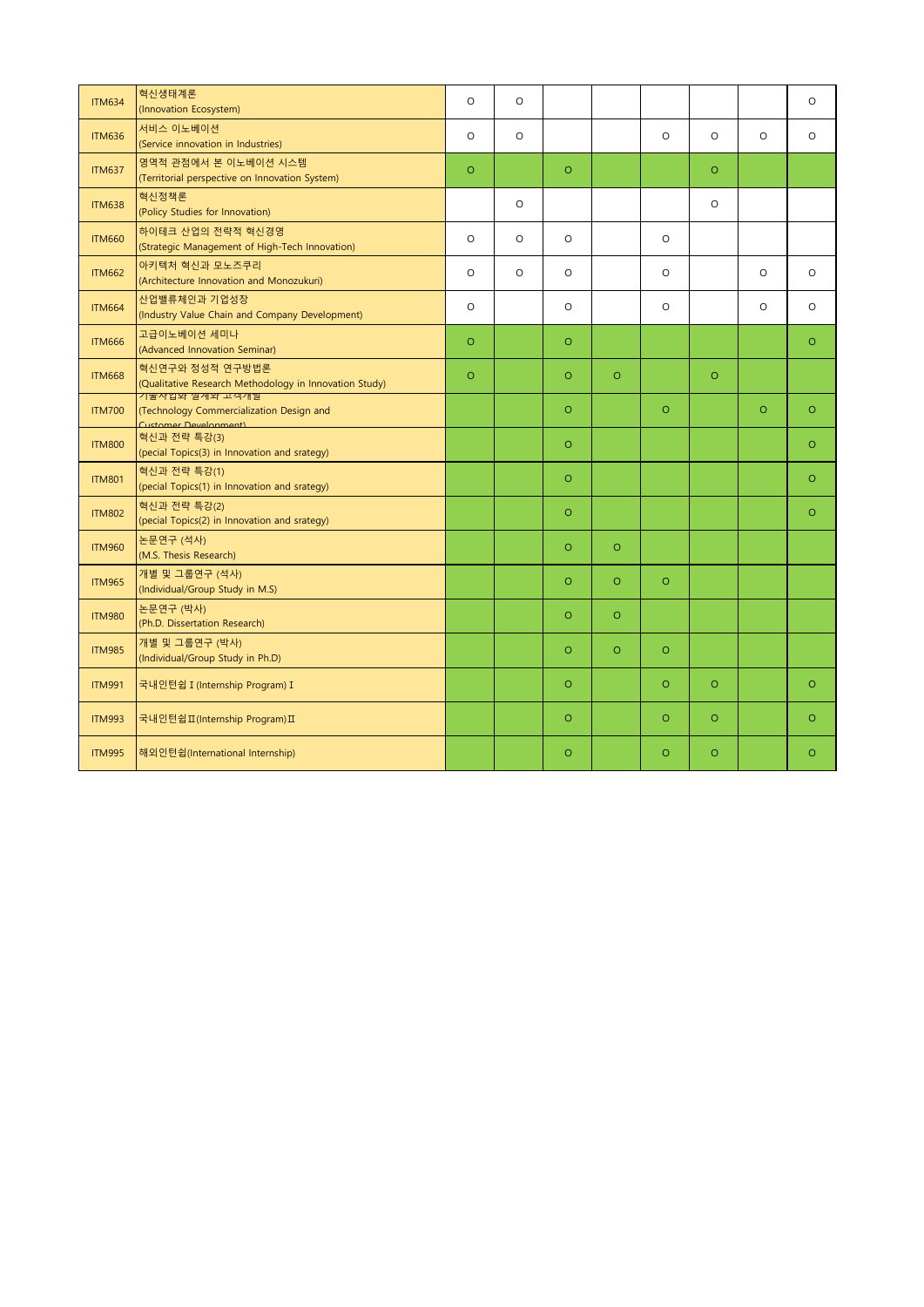| | | | | | | | | | |
|---|---|---|---|---|---|---|---|---|---|
| ITM634 | 혁신생태계론<br>(Innovation Ecosystem) | O | O | | | | | | O |
| ITM636 | 서비스 이노베이션<br>(Service innovation in Industries) | O | O | | | O | O | O | O |
| ITM637 | 영역적 관점에서 본 이노베이션 시스템<br>(Territorial perspective on Innovation System) | O | | O | | | O | | |
| ITM638 | 혁신정책론<br>(Policy Studies for Innovation) | | O | | | | O | | |
| ITM660 | 하이테크 산업의 전략적 혁신경영<br>(Strategic Management of High-Tech Innovation) | O | O | O | | O | | | |
| ITM662 | 아키텍처 혁신과 모노즈쿠리<br>(Architecture Innovation and Monozukuri) | O | O | O | | O | | O | O |
| ITM664 | 산업밸류체인과 기업성장<br>(Industry Value Chain and Company Development) | O | | O | | O | | O | O |
| ITM666 | 고급이노베이션 세미나<br>(Advanced Innovation Seminar) | O | | O | | | | | O |
| ITM668 | 혁신연구와 정성적 연구방법론<br>(Qualitative Research Methodology in Innovation Study) | O | | O | O | | O | | |
| ITM700 | 기술사업화 설계와 고객개발<br>(Technology Commercialization Design and Customer Development) | | | O | | O | | O | O |
| ITM800 | 혁신과 전략 특강(3)<br>(pecial Topics(3) in Innovation and srategy) | | | O | | | | | O |
| ITM801 | 혁신과 전략 특강(1)<br>(pecial Topics(1) in Innovation and srategy) | | | O | | | | | O |
| ITM802 | 혁신과 전략 특강(2)<br>(pecial Topics(2) in Innovation and srategy) | | | O | | | | | O |
| ITM960 | 논문연구 (석사)<br>(M.S. Thesis Research) | | | O | O | | | | |
| ITM965 | 개별 및 그룹연구 (석사)<br>(Individual/Group Study in M.S) | | | O | O | O | | | |
| ITM980 | 논문연구 (박사)<br>(Ph.D. Dissertation Research) | | | O | O | | | | |
| ITM985 | 개별 및 그룹연구 (박사)<br>(Individual/Group Study in Ph.D) | | | O | O | O | | | |
| ITM991 | 국내인턴쉽Ⅰ(Internship Program)Ⅰ | | | O | | O | O | | O |
| ITM993 | 국내인턴쉽Ⅱ(Internship Program)Ⅱ | | | O | | O | O | | O |
| ITM995 | 해외인턴쉽(International Internship) | | | O | | O | O | | O |